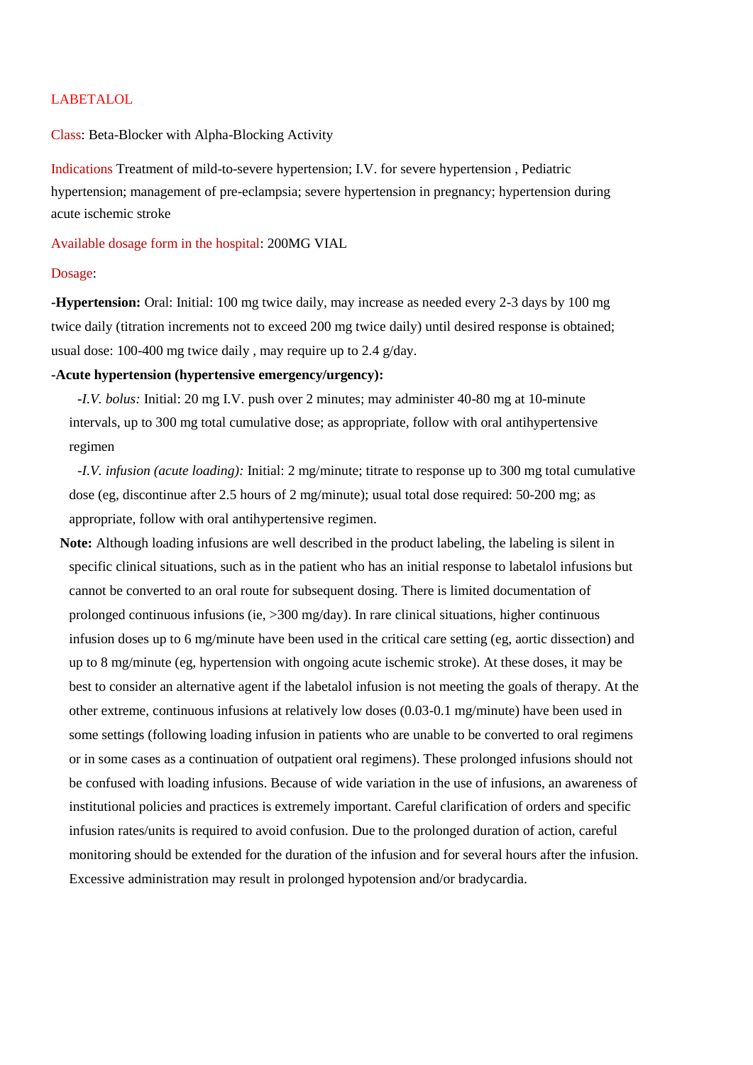# LABETALOL

Class: Beta-Blocker with Alpha-Blocking Activity

Indications Treatment of mild-to-severe hypertension; I.V. for severe hypertension , Pediatric hypertension; management of pre-eclampsia; severe hypertension in pregnancy; hypertension during acute ischemic stroke

Available dosage form in the hospital: 200MG VIAL

Dosage:

**-Hypertension:** Oral: Initial: 100 mg twice daily, may increase as needed every 2-3 days by 100 mg twice daily (titration increments not to exceed 200 mg twice daily) until desired response is obtained; usual dose: 100-400 mg twice daily , may require up to 2.4 g/day.

**-Acute hypertension (hypertensive emergency/urgency):**

-*I.V. bolus:* Initial: 20 mg I.V. push over 2 minutes; may administer 40-80 mg at 10-minute intervals, up to 300 mg total cumulative dose; as appropriate, follow with oral antihypertensive regimen

-*I.V. infusion (acute loading):* Initial: 2 mg/minute; titrate to response up to 300 mg total cumulative dose (eg, discontinue after 2.5 hours of 2 mg/minute); usual total dose required: 50-200 mg; as appropriate, follow with oral antihypertensive regimen.

**Note:** Although loading infusions are well described in the product labeling, the labeling is silent in specific clinical situations, such as in the patient who has an initial response to labetalol infusions but cannot be converted to an oral route for subsequent dosing. There is limited documentation of prolonged continuous infusions (ie, >300 mg/day). In rare clinical situations, higher continuous infusion doses up to 6 mg/minute have been used in the critical care setting (eg, aortic dissection) and up to 8 mg/minute (eg, hypertension with ongoing acute ischemic stroke). At these doses, it may be best to consider an alternative agent if the labetalol infusion is not meeting the goals of therapy. At the other extreme, continuous infusions at relatively low doses (0.03-0.1 mg/minute) have been used in some settings (following loading infusion in patients who are unable to be converted to oral regimens or in some cases as a continuation of outpatient oral regimens). These prolonged infusions should not be confused with loading infusions. Because of wide variation in the use of infusions, an awareness of institutional policies and practices is extremely important. Careful clarification of orders and specific infusion rates/units is required to avoid confusion. Due to the prolonged duration of action, careful monitoring should be extended for the duration of the infusion and for several hours after the infusion. Excessive administration may result in prolonged hypotension and/or bradycardia.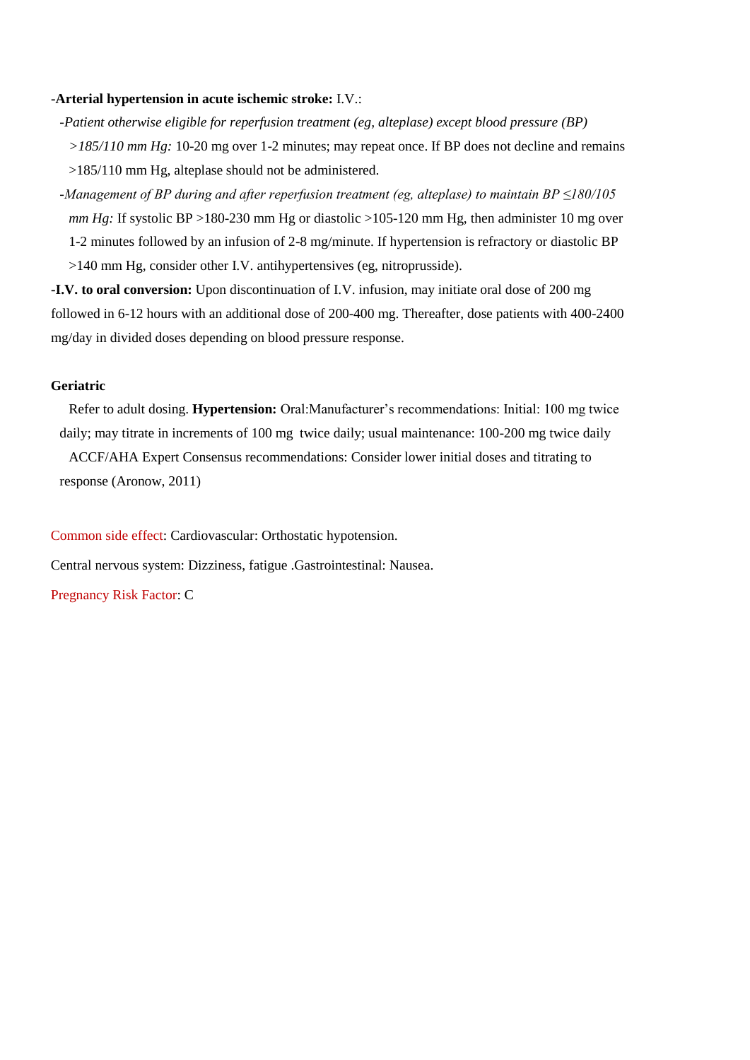**-Arterial hypertension in acute ischemic stroke:** I.V.:

*-Patient otherwise eligible for reperfusion treatment (eg, alteplase) except blood pressure (BP) >185/110 mm Hg:* 10-20 mg over 1-2 minutes; may repeat once. If BP does not decline and remains >185/110 mm Hg, alteplase should not be administered.

*-Management of BP during and after reperfusion treatment (eg, alteplase) to maintain BP ≤180/105 mm Hg:* If systolic BP >180-230 mm Hg or diastolic >105-120 mm Hg, then administer 10 mg over 1-2 minutes followed by an infusion of 2-8 mg/minute. If hypertension is refractory or diastolic BP >140 mm Hg, consider other I.V. antihypertensives (eg, nitroprusside).

**-I.V. to oral conversion:** Upon discontinuation of I.V. infusion, may initiate oral dose of 200 mg followed in 6-12 hours with an additional dose of 200-400 mg. Thereafter, dose patients with 400-2400 mg/day in divided doses depending on blood pressure response.

**Geriatric**

Refer to adult dosing. **Hypertension:** Oral:Manufacturer's recommendations: Initial: 100 mg twice daily; may titrate in increments of 100 mg twice daily; usual maintenance: 100-200 mg twice daily

ACCF/AHA Expert Consensus recommendations: Consider lower initial doses and titrating to response (Aronow, 2011)

Common side effect: Cardiovascular: Orthostatic hypotension.

Central nervous system: Dizziness, fatigue .Gastrointestinal: Nausea.

Pregnancy Risk Factor: C